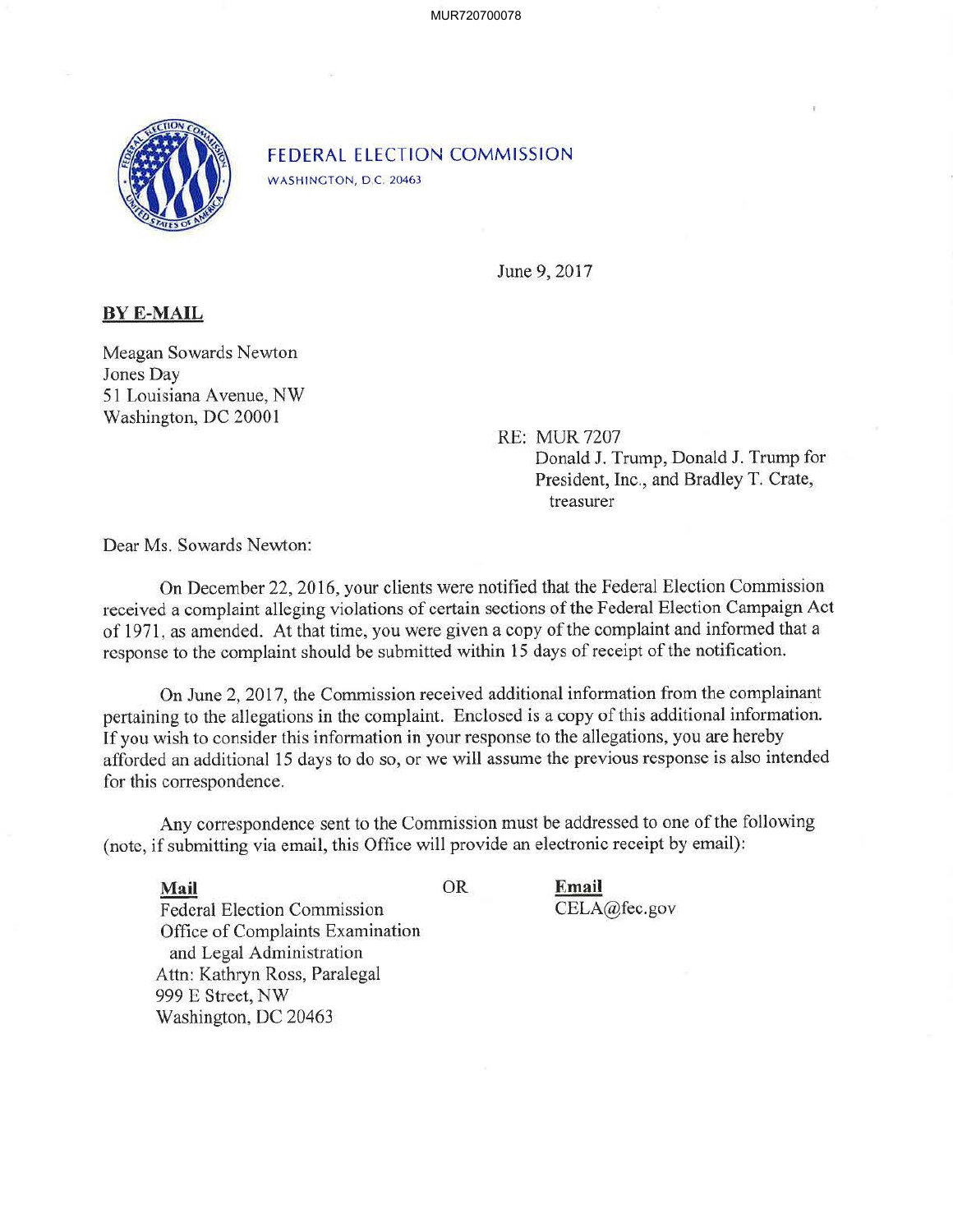FEDERAL ELECTION COMMISSION
WASHINGTON, D.C. 20463

June 9, 2017

**BY E-MAIL**

Meagan Sowards Newton
Jones Day
51 Louisiana Avenue, NW
Washington, DC 20001

RE: MUR 7207
Donald J. Trump, Donald J. Trump for President, Inc., and Bradley T. Crate, treasurer

Dear Ms. Sowards Newton:

On December 22, 2016, your clients were notified that the Federal Election Commission received a complaint alleging violations of certain sections of the Federal Election Campaign Act of 1971, as amended. At that time, you were given a copy of the complaint and informed that a response to the complaint should be submitted within 15 days of receipt of the notification.

On June 2, 2017, the Commission received additional information from the complainant pertaining to the allegations in the complaint. Enclosed is a copy of this additional information. If you wish to consider this information in your response to the allegations, you are hereby afforded an additional 15 days to do so, or we will assume the previous response is also intended for this correspondence.

Any correspondence sent to the Commission must be addressed to one of the following (note, if submitting via email, this Office will provide an electronic receipt by email):

**Mail**
Federal Election Commission
Office of Complaints Examination and Legal Administration
Attn: Kathryn Ross, Paralegal
999 E Street, NW
Washington, DC 20463

OR

**Email**
CELA@fec.gov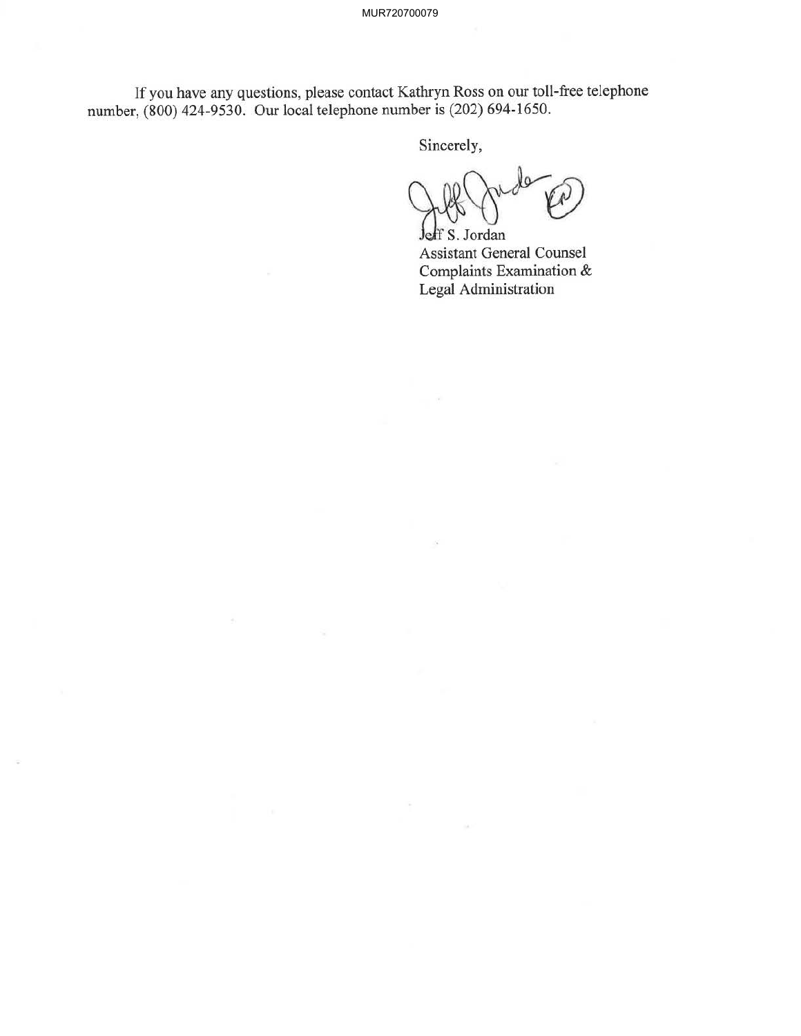If you have any questions, please contact Kathryn Ross on our toll-free telephone number, (800) 424-9530. Our local telephone number is (202) 694-1650.

Sincerely,

Jeff S. Jordan
Assistant General Counsel
Complaints Examination &
Legal Administration